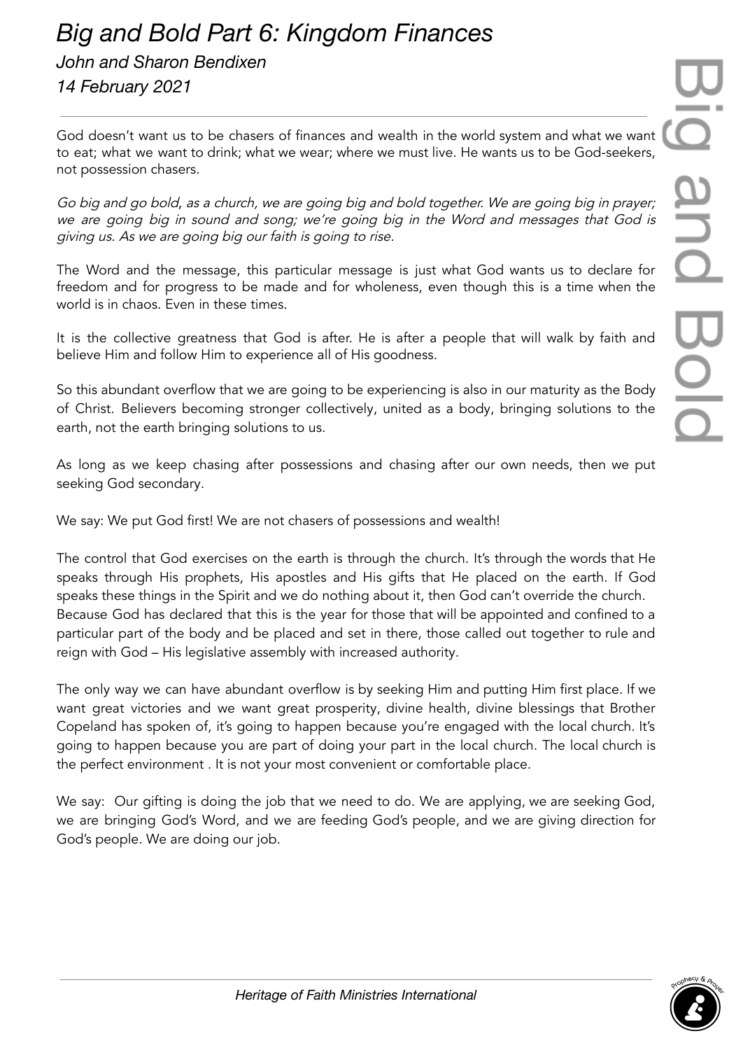# *Big and Bold Part 6: Kingdom Finances*

*John and Sharon Bendixen*

*14 February 2021*

---

God doesn't want us to be chasers of finances and wealth in the world system and what we want to eat; what we want to drink; what we wear; where we must live. He wants us to be God-seekers, not possession chasers.

*Go big and go bold, as a church, we are going big and bold together. We are going big in prayer; we are going big in sound and song; we're going big in the Word and messages that God is giving us. As we are going big our faith is going to rise.*

The Word and the message, this particular message is just what God wants us to declare for freedom and for progress to be made and for wholeness, even though this is a time when the world is in chaos. Even in these times.

It is the collective greatness that God is after. He is after a people that will walk by faith and believe Him and follow Him to experience all of His goodness.

So this abundant overflow that we are going to be experiencing is also in our maturity as the Body of Christ. Believers becoming stronger collectively, united as a body, bringing solutions to the earth, not the earth bringing solutions to us.

As long as we keep chasing after possessions and chasing after our own needs, then we put seeking God secondary.

We say: We put God first! We are not chasers of possessions and wealth!

The control that God exercises on the earth is through the church. It's through the words that He speaks through His prophets, His apostles and His gifts that He placed on the earth. If God speaks these things in the Spirit and we do nothing about it, then God can't override the church. Because God has declared that this is the year for those that will be appointed and confined to a particular part of the body and be placed and set in there, those called out together to rule and reign with God – His legislative assembly with increased authority.

The only way we can have abundant overflow is by seeking Him and putting Him first place. If we want great victories and we want great prosperity, divine health, divine blessings that Brother Copeland has spoken of, it's going to happen because you're engaged with the local church. It's going to happen because you are part of doing your part in the local church. The local church is the perfect environment . It is not your most convenient or comfortable place.

We say: Our gifting is doing the job that we need to do. We are applying, we are seeking God, we are bringing God's Word, and we are feeding God's people, and we are giving direction for God's people. We are doing our job.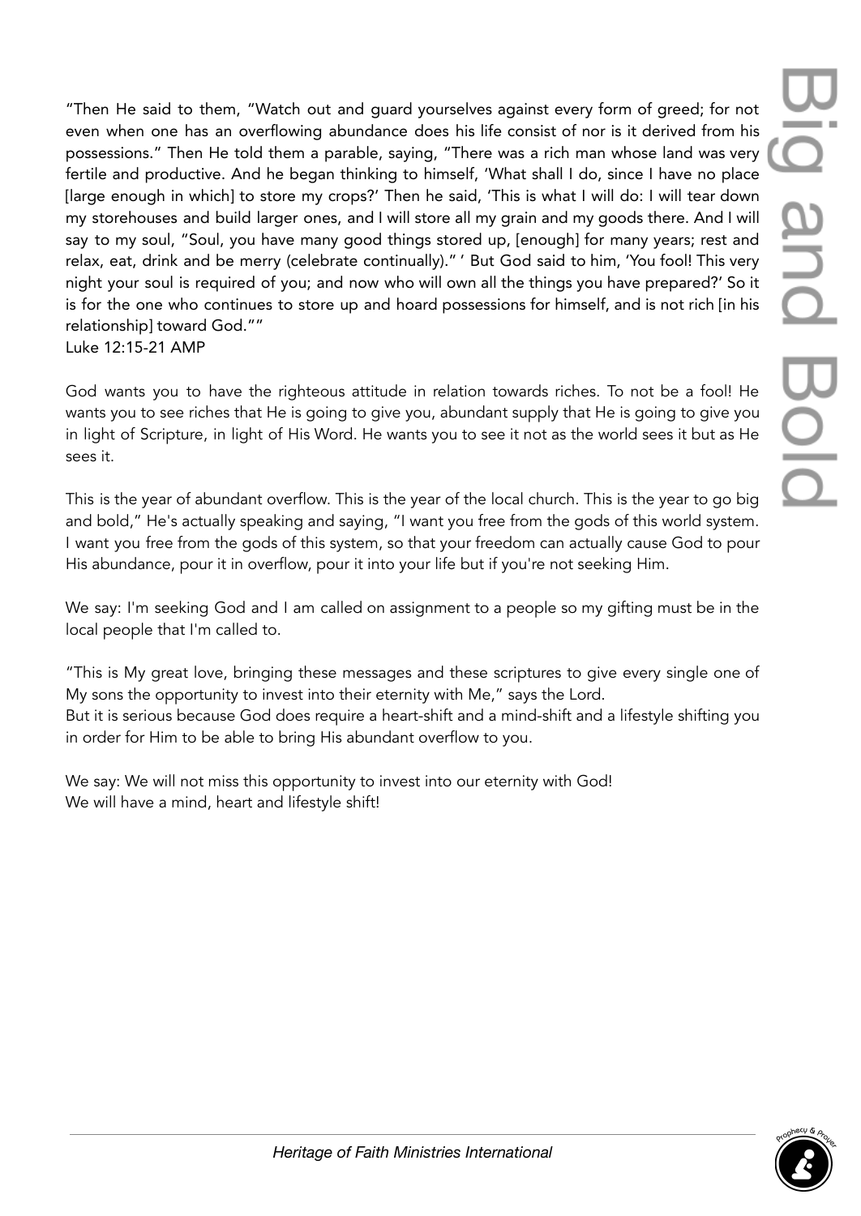"Then He said to them, "Watch out and guard yourselves against every form of greed; for not even when one has an overflowing abundance does his life consist of nor is it derived from his possessions." Then He told them a parable, saying, "There was a rich man whose land was very fertile and productive. And he began thinking to himself, 'What shall I do, since I have no place [large enough in which] to store my crops?' Then he said, 'This is what I will do: I will tear down my storehouses and build larger ones, and I will store all my grain and my goods there. And I will say to my soul, "Soul, you have many good things stored up, [enough] for many years; rest and relax, eat, drink and be merry (celebrate continually)." ' But God said to him, 'You fool! This very night your soul is required of you; and now who will own all the things you have prepared?' So it is for the one who continues to store up and hoard possessions for himself, and is not rich [in his relationship] toward God.""
Luke 12:15-21 AMP

God wants you to have the righteous attitude in relation towards riches. To not be a fool! He wants you to see riches that He is going to give you, abundant supply that He is going to give you in light of Scripture, in light of His Word. He wants you to see it not as the world sees it but as He sees it.

This is the year of abundant overflow. This is the year of the local church. This is the year to go big and bold," He's actually speaking and saying, "I want you free from the gods of this world system. I want you free from the gods of this system, so that your freedom can actually cause God to pour His abundance, pour it in overflow, pour it into your life but if you're not seeking Him.

We say: I'm seeking God and I am called on assignment to a people so my gifting must be in the local people that I'm called to.

"This is My great love, bringing these messages and these scriptures to give every single one of My sons the opportunity to invest into their eternity with Me," says the Lord.
But it is serious because God does require a heart-shift and a mind-shift and a lifestyle shifting you in order for Him to be able to bring His abundant overflow to you.

We say: We will not miss this opportunity to invest into our eternity with God!
We will have a mind, heart and lifestyle shift!